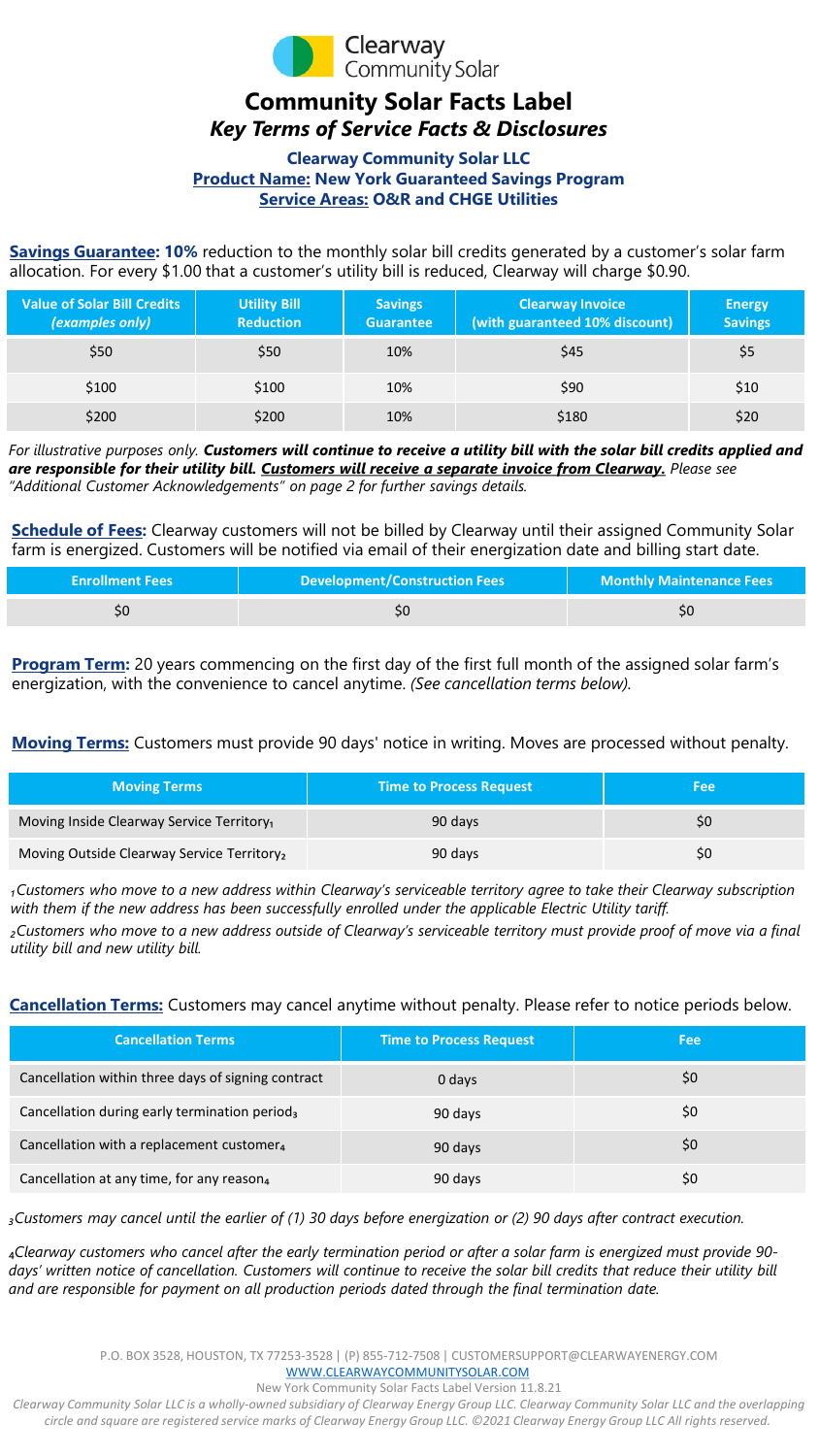Clearway Community Solar

# Community Solar Facts Label

## *Key Terms of Service Facts & Disclosures*

**Clearway Community Solar LLC**
**Product Name: New York Guaranteed Savings Program**
**Service Areas: O&R and CHGE Utilities**

**Savings Guarantee: 10%** reduction to the monthly solar bill credits generated by a customer's solar farm allocation. For every $1.00 that a customer's utility bill is reduced, Clearway will charge $0.90.

| Value of Solar Bill Credits *(examples only)* | Utility Bill Reduction | Savings Guarantee | Clearway Invoice (with guaranteed 10% discount) | Energy Savings |
|---|---|---|---|---|
| $50 | $50 | 10% | $45 | $5 |
| $100 | $100 | 10% | $90 | $10 |
| $200 | $200 | 10% | $180 | $20 |

*For illustrative purposes only.* ***Customers will continue to receive a utility bill with the solar bill credits applied and are responsible for their utility bill. Customers will receive a separate invoice from Clearway.*** *Please see "Additional Customer Acknowledgements" on page 2 for further savings details.*

**Schedule of Fees:** Clearway customers will not be billed by Clearway until their assigned Community Solar farm is energized. Customers will be notified via email of their energization date and billing start date.

| Enrollment Fees | Development/Construction Fees | Monthly Maintenance Fees |
|---|---|---|
| $0 | $0 | $0 |

**Program Term:** 20 years commencing on the first day of the first full month of the assigned solar farm's energization, with the convenience to cancel anytime. *(See cancellation terms below).*

**Moving Terms:** Customers must provide 90 days' notice in writing. Moves are processed without penalty.

| Moving Terms | Time to Process Request | Fee |
|---|---|---|
| Moving Inside Clearway Service Territory[1] | 90 days | $0 |
| Moving Outside Clearway Service Territory[2] | 90 days | $0 |

*[1] Customers who move to a new address within Clearway's serviceable territory agree to take their Clearway subscription with them if the new address has been successfully enrolled under the applicable Electric Utility tariff.*

*[2] Customers who move to a new address outside of Clearway's serviceable territory must provide proof of move via a final utility bill and new utility bill.*

**Cancellation Terms:** Customers may cancel anytime without penalty. Please refer to notice periods below.

| Cancellation Terms | Time to Process Request | Fee |
|---|---|---|
| Cancellation within three days of signing contract | 0 days | $0 |
| Cancellation during early termination period[3] | 90 days | $0 |
| Cancellation with a replacement customer[4] | 90 days | $0 |
| Cancellation at any time, for any reason[4] | 90 days | $0 |

*[3] Customers may cancel until the earlier of (1) 30 days before energization or (2) 90 days after contract execution.*

*[4] Clearway customers who cancel after the early termination period or after a solar farm is energized must provide 90-days' written notice of cancellation. Customers will continue to receive the solar bill credits that reduce their utility bill and are responsible for payment on all production periods dated through the final termination date.*

P.O. BOX 3528, HOUSTON, TX 77253-3528 | (P) 855-712-7508 | CUSTOMERSUPPORT@CLEARWAYENERGY.COM
WWW.CLEARWAYCOMMUNITYSOLAR.COM
New York Community Solar Facts Label Version 11.8.21

*Clearway Community Solar LLC is a wholly-owned subsidiary of Clearway Energy Group LLC. Clearway Community Solar LLC and the overlapping circle and square are registered service marks of Clearway Energy Group LLC. ©2021 Clearway Energy Group LLC All rights reserved.*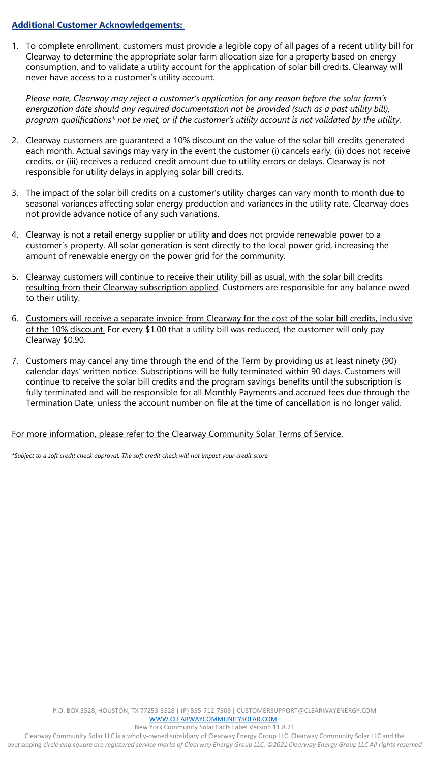## **Additional Customer Acknowledgements:**

1. To complete enrollment, customers must provide a legible copy of all pages of a recent utility bill for Clearway to determine the appropriate solar farm allocation size for a property based on energy consumption, and to validate a utility account for the application of solar bill credits. Clearway will never have access to a customer's utility account.

   *Please note, Clearway may reject a customer's application for any reason before the solar farm's energization date should any required documentation not be provided (such as a past utility bill), program qualifications\* not be met, or if the customer's utility account is not validated by the utility.*

2. Clearway customers are guaranteed a 10% discount on the value of the solar bill credits generated each month. Actual savings may vary in the event the customer (i) cancels early, (ii) does not receive credits, or (iii) receives a reduced credit amount due to utility errors or delays. Clearway is not responsible for utility delays in applying solar bill credits.

3. The impact of the solar bill credits on a customer's utility charges can vary month to month due to seasonal variances affecting solar energy production and variances in the utility rate. Clearway does not provide advance notice of any such variations.

4. Clearway is not a retail energy supplier or utility and does not provide renewable power to a customer's property. All solar generation is sent directly to the local power grid, increasing the amount of renewable energy on the power grid for the community.

5. Clearway customers will continue to receive their utility bill as usual, with the solar bill credits resulting from their Clearway subscription applied. Customers are responsible for any balance owed to their utility.

6. Customers will receive a separate invoice from Clearway for the cost of the solar bill credits, inclusive of the 10% discount. For every $1.00 that a utility bill was reduced, the customer will only pay Clearway $0.90.

7. Customers may cancel any time through the end of the Term by providing us at least ninety (90) calendar days' written notice. Subscriptions will be fully terminated within 90 days. Customers will continue to receive the solar bill credits and the program savings benefits until the subscription is fully terminated and will be responsible for all Monthly Payments and accrued fees due through the Termination Date, unless the account number on file at the time of cancellation is no longer valid.

For more information, please refer to the Clearway Community Solar Terms of Service.

*\*Subject to a soft credit check approval. The soft credit check will not impact your credit score.*

P.O. BOX 3528, HOUSTON, TX 77253-3528 | (P) 855-712-7508 | CUSTOMERSUPPORT@CLEARWAYENERGY.COM
WWW.CLEARWAYCOMMUNITYSOLAR.COM
New York Community Solar Facts Label Version 11.8.21
Clearway Community Solar LLC is a wholly-owned subsidiary of Clearway Energy Group LLC. Clearway Community Solar LLC and the overlapping *circle and square are registered service marks of Clearway Energy Group LLC. ©2021 Clearway Energy Group LLC All rights reserved*